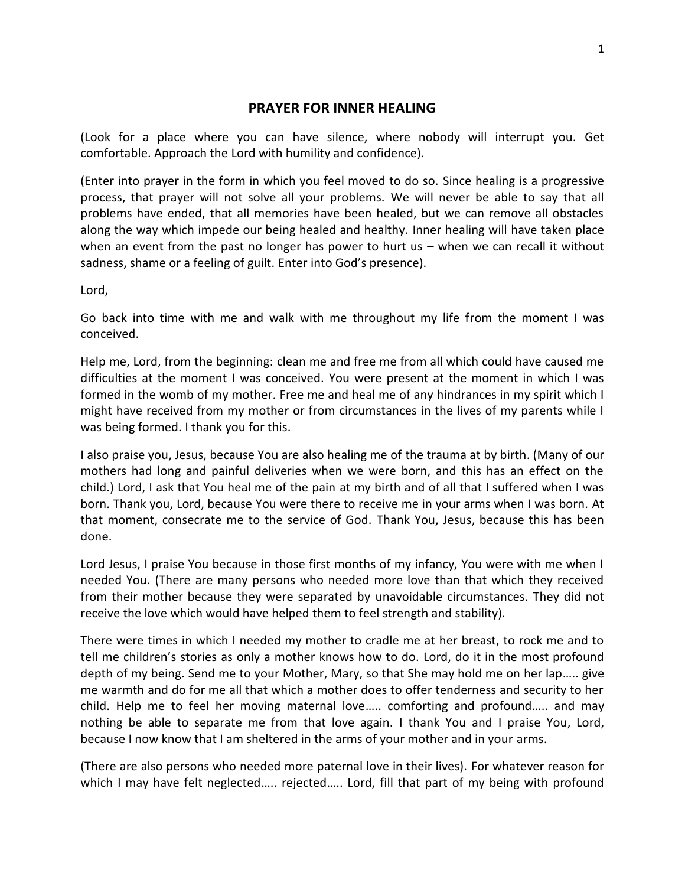# PRAYER FOR INNER HEALING

(Look for a place where you can have silence, where nobody will interrupt you. Get comfortable. Approach the Lord with humility and confidence).

(Enter into prayer in the form in which you feel moved to do so. Since healing is a progressive process, that prayer will not solve all your problems. We will never be able to say that all problems have ended, that all memories have been healed, but we can remove all obstacles along the way which impede our being healed and healthy. Inner healing will have taken place when an event from the past no longer has power to hurt us – when we can recall it without sadness, shame or a feeling of guilt. Enter into God's presence).

Lord,

Go back into time with me and walk with me throughout my life from the moment I was conceived.

Help me, Lord, from the beginning: clean me and free me from all which could have caused me difficulties at the moment I was conceived. You were present at the moment in which I was formed in the womb of my mother. Free me and heal me of any hindrances in my spirit which I might have received from my mother or from circumstances in the lives of my parents while I was being formed. I thank you for this.

I also praise you, Jesus, because You are also healing me of the trauma at by birth. (Many of our mothers had long and painful deliveries when we were born, and this has an effect on the child.) Lord, I ask that You heal me of the pain at my birth and of all that I suffered when I was born. Thank you, Lord, because You were there to receive me in your arms when I was born. At that moment, consecrate me to the service of God. Thank You, Jesus, because this has been done.

Lord Jesus, I praise You because in those first months of my infancy, You were with me when I needed You. (There are many persons who needed more love than that which they received from their mother because they were separated by unavoidable circumstances. They did not receive the love which would have helped them to feel strength and stability).

There were times in which I needed my mother to cradle me at her breast, to rock me and to tell me children's stories as only a mother knows how to do. Lord, do it in the most profound depth of my being. Send me to your Mother, Mary, so that She may hold me on her lap….. give me warmth and do for me all that which a mother does to offer tenderness and security to her child. Help me to feel her moving maternal love….. comforting and profound….. and may nothing be able to separate me from that love again. I thank You and I praise You, Lord, because I now know that I am sheltered in the arms of your mother and in your arms.

(There are also persons who needed more paternal love in their lives). For whatever reason for which I may have felt neglected….. rejected….. Lord, fill that part of my being with profound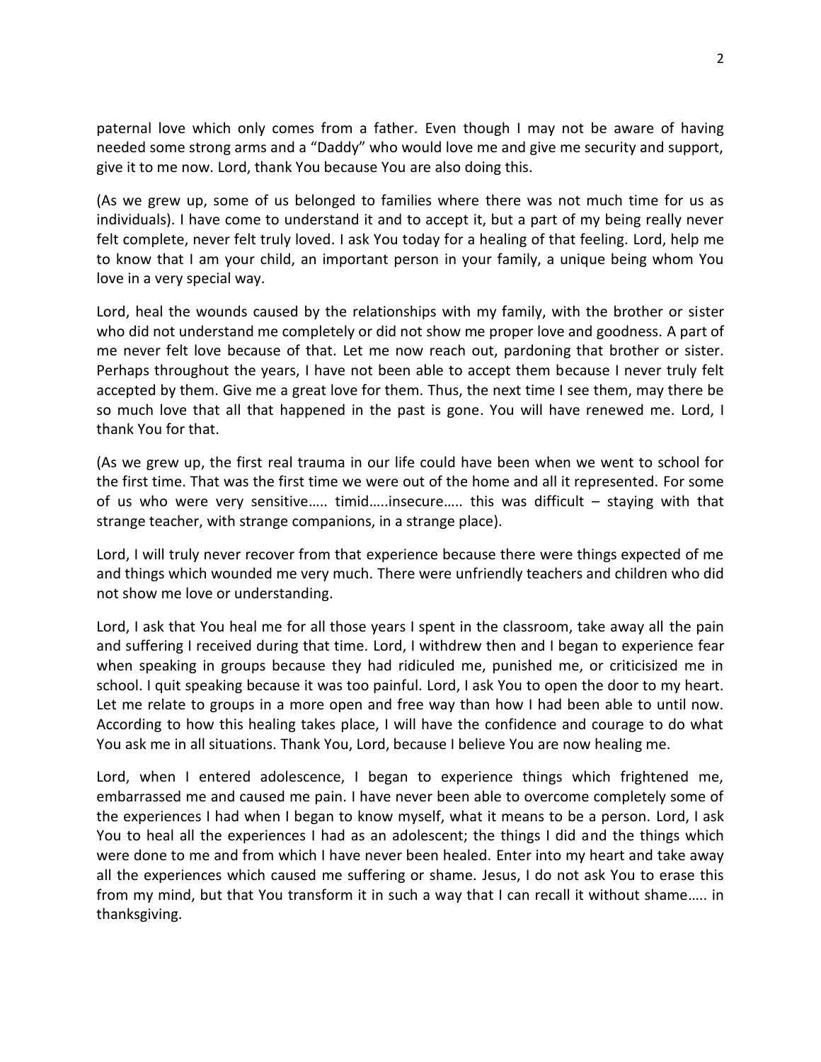paternal love which only comes from a father. Even though I may not be aware of having needed some strong arms and a "Daddy" who would love me and give me security and support, give it to me now. Lord, thank You because You are also doing this.

(As we grew up, some of us belonged to families where there was not much time for us as individuals). I have come to understand it and to accept it, but a part of my being really never felt complete, never felt truly loved. I ask You today for a healing of that feeling. Lord, help me to know that I am your child, an important person in your family, a unique being whom You love in a very special way.

Lord, heal the wounds caused by the relationships with my family, with the brother or sister who did not understand me completely or did not show me proper love and goodness. A part of me never felt love because of that. Let me now reach out, pardoning that brother or sister. Perhaps throughout the years, I have not been able to accept them because I never truly felt accepted by them. Give me a great love for them. Thus, the next time I see them, may there be so much love that all that happened in the past is gone. You will have renewed me. Lord, I thank You for that.

(As we grew up, the first real trauma in our life could have been when we went to school for the first time. That was the first time we were out of the home and all it represented. For some of us who were very sensitive….. timid…..insecure….. this was difficult – staying with that strange teacher, with strange companions, in a strange place).

Lord, I will truly never recover from that experience because there were things expected of me and things which wounded me very much. There were unfriendly teachers and children who did not show me love or understanding.

Lord, I ask that You heal me for all those years I spent in the classroom, take away all the pain and suffering I received during that time. Lord, I withdrew then and I began to experience fear when speaking in groups because they had ridiculed me, punished me, or criticisized me in school. I quit speaking because it was too painful. Lord, I ask You to open the door to my heart. Let me relate to groups in a more open and free way than how I had been able to until now. According to how this healing takes place, I will have the confidence and courage to do what You ask me in all situations. Thank You, Lord, because I believe You are now healing me.

Lord, when I entered adolescence, I began to experience things which frightened me, embarrassed me and caused me pain. I have never been able to overcome completely some of the experiences I had when I began to know myself, what it means to be a person. Lord, I ask You to heal all the experiences I had as an adolescent; the things I did and the things which were done to me and from which I have never been healed. Enter into my heart and take away all the experiences which caused me suffering or shame. Jesus, I do not ask You to erase this from my mind, but that You transform it in such a way that I can recall it without shame….. in thanksgiving.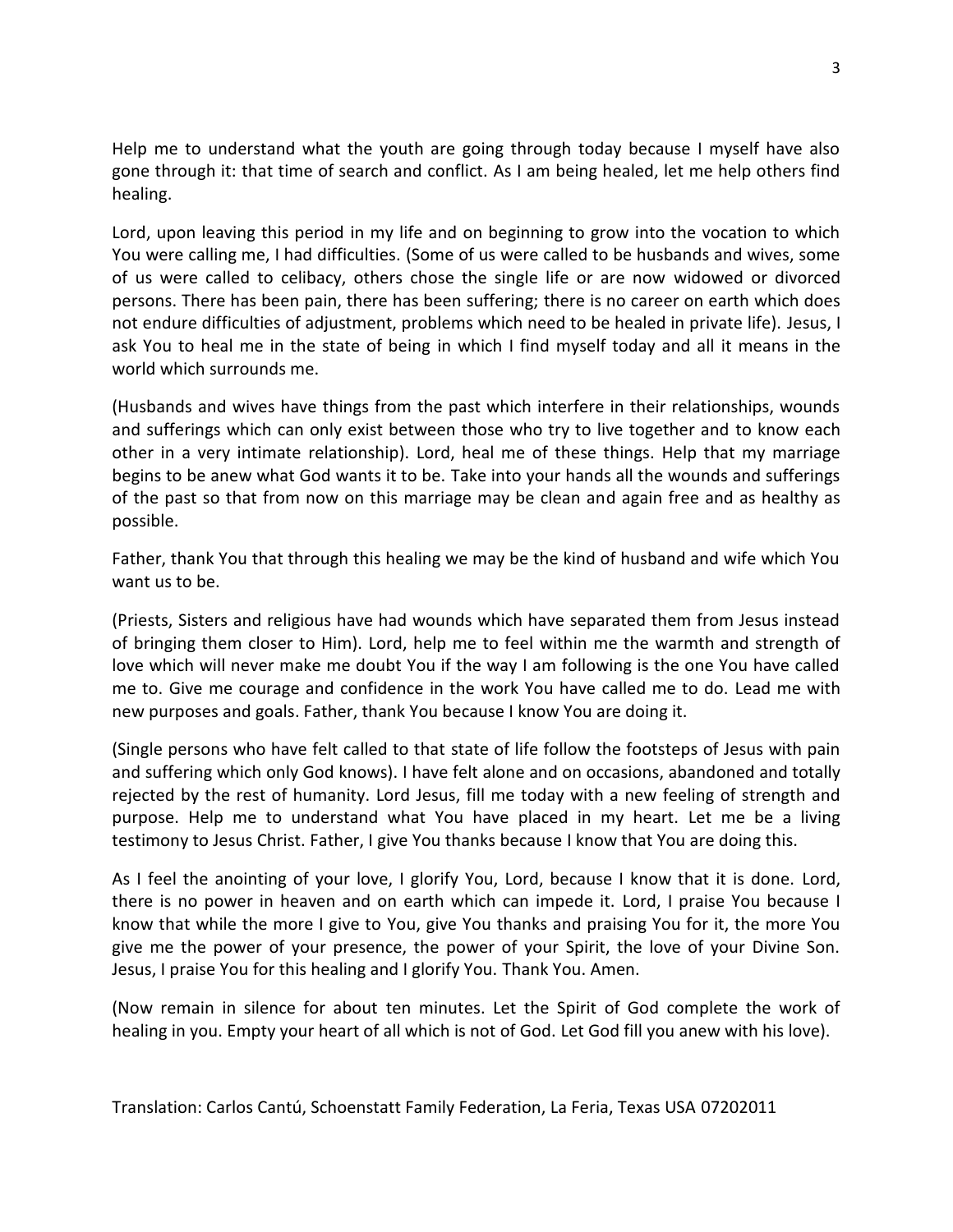Help me to understand what the youth are going through today because I myself have also gone through it: that time of search and conflict. As I am being healed, let me help others find healing.

Lord, upon leaving this period in my life and on beginning to grow into the vocation to which You were calling me, I had difficulties. (Some of us were called to be husbands and wives, some of us were called to celibacy, others chose the single life or are now widowed or divorced persons. There has been pain, there has been suffering; there is no career on earth which does not endure difficulties of adjustment, problems which need to be healed in private life). Jesus, I ask You to heal me in the state of being in which I find myself today and all it means in the world which surrounds me.

(Husbands and wives have things from the past which interfere in their relationships, wounds and sufferings which can only exist between those who try to live together and to know each other in a very intimate relationship). Lord, heal me of these things. Help that my marriage begins to be anew what God wants it to be. Take into your hands all the wounds and sufferings of the past so that from now on this marriage may be clean and again free and as healthy as possible.

Father, thank You that through this healing we may be the kind of husband and wife which You want us to be.

(Priests, Sisters and religious have had wounds which have separated them from Jesus instead of bringing them closer to Him). Lord, help me to feel within me the warmth and strength of love which will never make me doubt You if the way I am following is the one You have called me to. Give me courage and confidence in the work You have called me to do. Lead me with new purposes and goals. Father, thank You because I know You are doing it.

(Single persons who have felt called to that state of life follow the footsteps of Jesus with pain and suffering which only God knows). I have felt alone and on occasions, abandoned and totally rejected by the rest of humanity. Lord Jesus, fill me today with a new feeling of strength and purpose. Help me to understand what You have placed in my heart. Let me be a living testimony to Jesus Christ. Father, I give You thanks because I know that You are doing this.

As I feel the anointing of your love, I glorify You, Lord, because I know that it is done. Lord, there is no power in heaven and on earth which can impede it. Lord, I praise You because I know that while the more I give to You, give You thanks and praising You for it, the more You give me the power of your presence, the power of your Spirit, the love of your Divine Son. Jesus, I praise You for this healing and I glorify You. Thank You. Amen.

(Now remain in silence for about ten minutes. Let the Spirit of God complete the work of healing in you. Empty your heart of all which is not of God. Let God fill you anew with his love).

Translation: Carlos Cantú, Schoenstatt Family Federation, La Feria, Texas USA 07202011